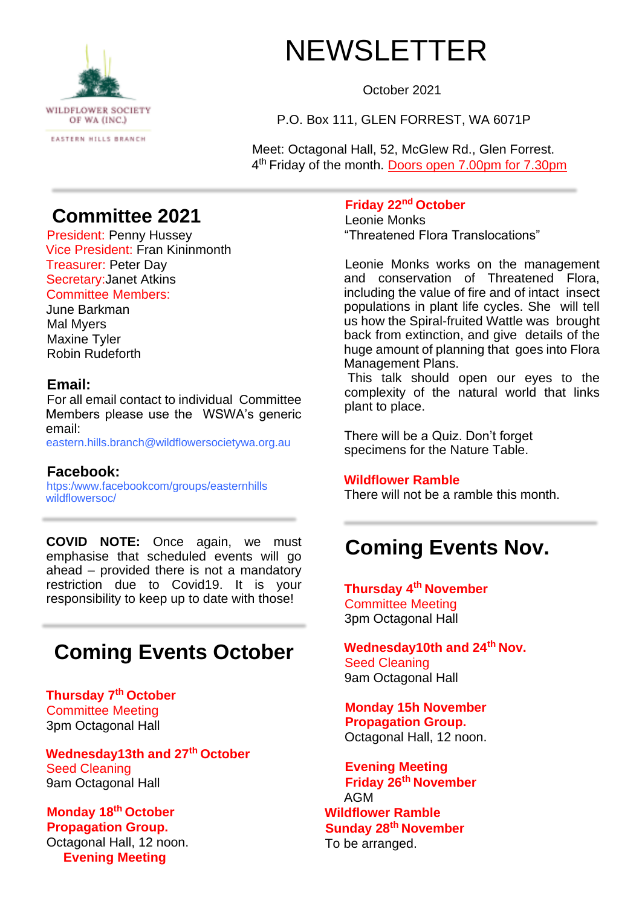WILDFLOWER SOCIETY OF WA (INC.)

EASTERN HILLS BRANCH

# NEWSLETTER

October 2021

P.O. Box 111, GLEN FORREST, WA 6071P

Meet: Octagonal Hall, 52, McGlew Rd., Glen Forrest.
4th Friday of the month. Doors open 7.00pm for 7.30pm

## Committee 2021

President: Penny Hussey
Vice President: Fran Kininmonth
Treasurer: Peter Day
Secretary:Janet Atkins
Committee Members:
June Barkman
Mal Myers
Maxine Tyler
Robin Rudeforth

**Email:**
For all email contact to individual Committee Members please use the WSWA's generic email:
eastern.hills.branch@wildflowersocietywa.org.au

**Facebook:**
htps:/www.facebookcom/groups/easternhills wildflowersoc/

**COVID NOTE:** Once again, we must emphasise that scheduled events will go ahead – provided there is not a mandatory restriction due to Covid19. It is your responsibility to keep up to date with those!

## Coming Events October

**Thursday 7th October**
Committee Meeting
3pm Octagonal Hall

**Wednesday13th and 27th October**
Seed Cleaning
9am Octagonal Hall

**Monday 18th October**
**Propagation Group.**
Octagonal Hall, 12 noon.

**Evening Meeting**

**Friday 22nd October**
Leonie Monks
"Threatened Flora Translocations"

Leonie Monks works on the management and conservation of Threatened Flora, including the value of fire and of intact insect populations in plant life cycles. She will tell us how the Spiral-fruited Wattle was brought back from extinction, and give details of the huge amount of planning that goes into Flora Management Plans.
This talk should open our eyes to the complexity of the natural world that links plant to place.

There will be a Quiz. Don't forget specimens for the Nature Table.

**Wildflower Ramble**
There will not be a ramble this month.

## Coming Events Nov.

**Thursday 4th November**
Committee Meeting
3pm Octagonal Hall

**Wednesday10th and 24th Nov.**
Seed Cleaning
9am Octagonal Hall

**Monday 15h November**
**Propagation Group.**
Octagonal Hall, 12 noon.

**Evening Meeting**
**Friday 26th November**
AGM

**Wildflower Ramble**
**Sunday 28th November**
To be arranged.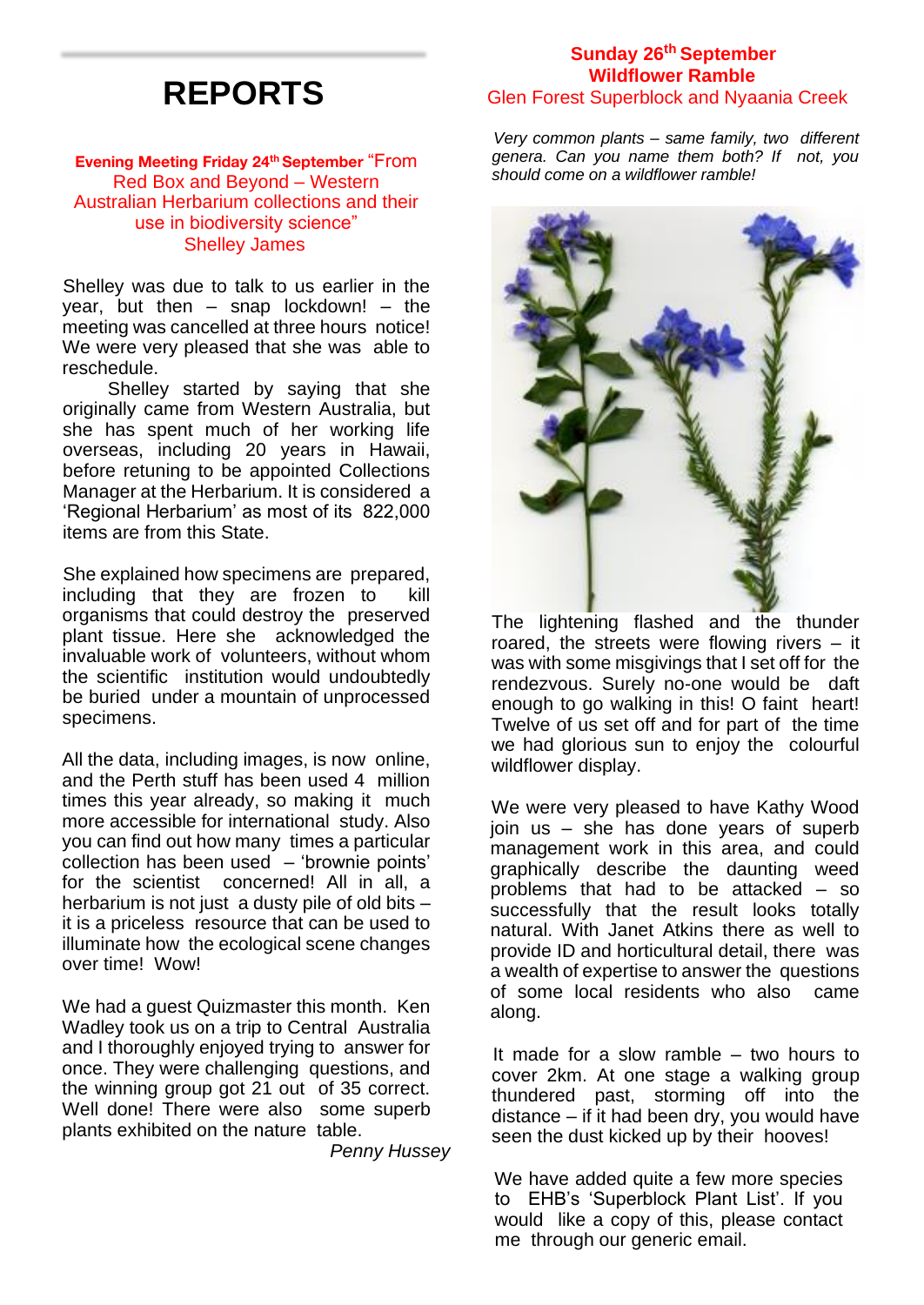# REPORTS

**Evening Meeting Friday 24th September** "From Red Box and Beyond – Western Australian Herbarium collections and their use in biodiversity science"
Shelley James

Shelley was due to talk to us earlier in the year, but then – snap lockdown! – the meeting was cancelled at three hours notice! We were very pleased that she was able to reschedule.

Shelley started by saying that she originally came from Western Australia, but she has spent much of her working life overseas, including 20 years in Hawaii, before retuning to be appointed Collections Manager at the Herbarium. It is considered a 'Regional Herbarium' as most of its 822,000 items are from this State.

She explained how specimens are prepared, including that they are frozen to kill organisms that could destroy the preserved plant tissue. Here she acknowledged the invaluable work of volunteers, without whom the scientific institution would undoubtedly be buried under a mountain of unprocessed specimens.

All the data, including images, is now online, and the Perth stuff has been used 4 million times this year already, so making it much more accessible for international study. Also you can find out how many times a particular collection has been used – 'brownie points' for the scientist concerned! All in all, a herbarium is not just a dusty pile of old bits – it is a priceless resource that can be used to illuminate how the ecological scene changes over time! Wow!

We had a guest Quizmaster this month. Ken Wadley took us on a trip to Central Australia and I thoroughly enjoyed trying to answer for once. They were challenging questions, and the winning group got 21 out of 35 correct. Well done! There were also some superb plants exhibited on the nature table.

*Penny Hussey*

**Sunday 26th September**
**Wildflower Ramble**
Glen Forest Superblock and Nyaania Creek

*Very common plants – same family, two different genera. Can you name them both? If not, you should come on a wildflower ramble!*

The lightening flashed and the thunder roared, the streets were flowing rivers – it was with some misgivings that I set off for the rendezvous. Surely no-one would be daft enough to go walking in this! O faint heart! Twelve of us set off and for part of the time we had glorious sun to enjoy the colourful wildflower display.

We were very pleased to have Kathy Wood join us – she has done years of superb management work in this area, and could graphically describe the daunting weed problems that had to be attacked – so successfully that the result looks totally natural. With Janet Atkins there as well to provide ID and horticultural detail, there was a wealth of expertise to answer the questions of some local residents who also came along.

It made for a slow ramble – two hours to cover 2km. At one stage a walking group thundered past, storming off into the distance – if it had been dry, you would have seen the dust kicked up by their hooves!

We have added quite a few more species to EHB's 'Superblock Plant List'. If you would like a copy of this, please contact me through our generic email.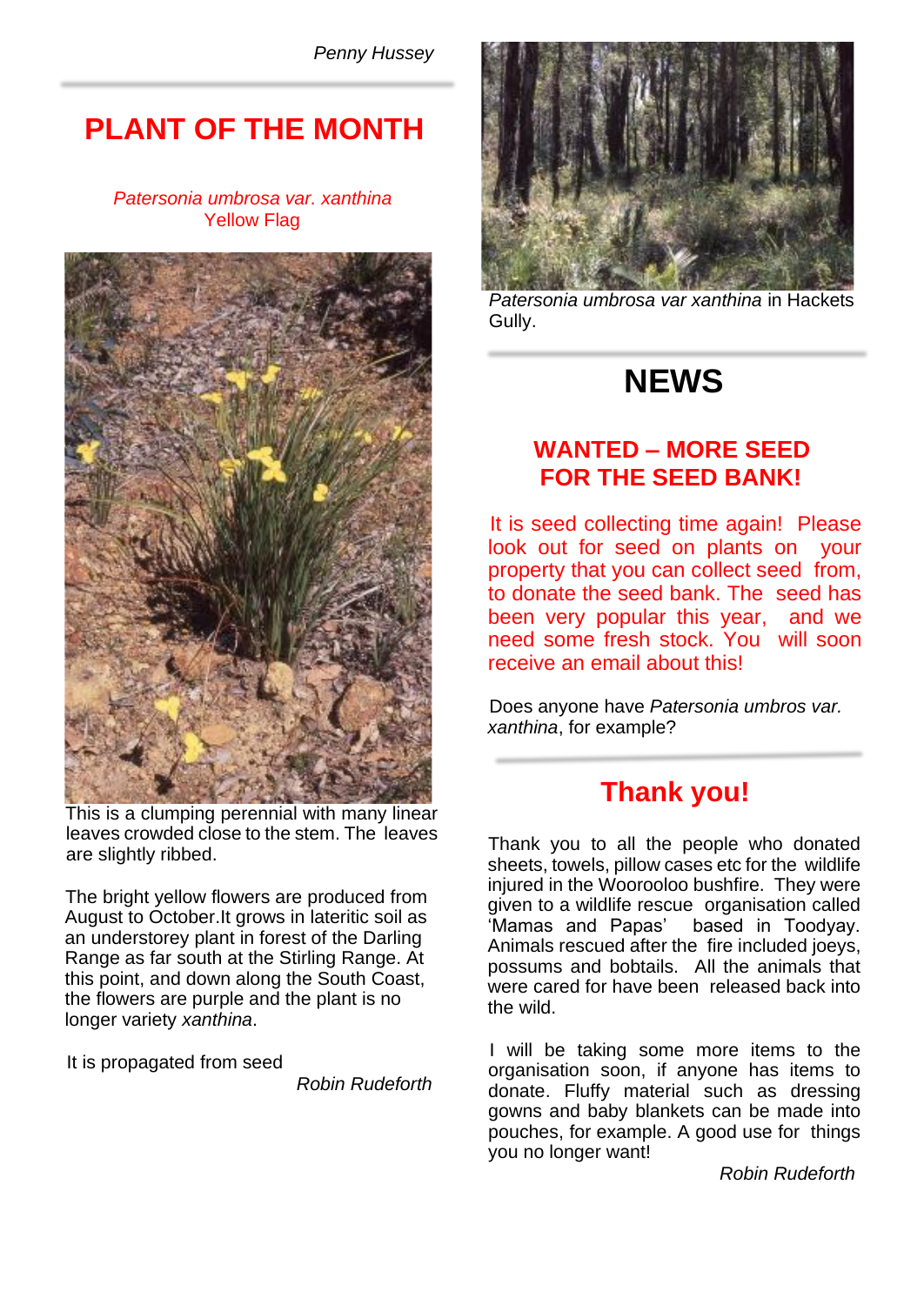*Penny Hussey*

# PLANT OF THE MONTH

*Patersonia umbrosa var. xanthina*
Yellow Flag

This is a clumping perennial with many linear leaves crowded close to the stem. The leaves are slightly ribbed.

The bright yellow flowers are produced from August to October.It grows in lateritic soil as an understorey plant in forest of the Darling Range as far south at the Stirling Range. At this point, and down along the South Coast, the flowers are purple and the plant is no longer variety *xanthina*.

It is propagated from seed

*Robin Rudeforth*

*Patersonia umbrosa var xanthina* in Hackets Gully.

# NEWS

## WANTED – MORE SEED FOR THE SEED BANK!

It is seed collecting time again! Please look out for seed on plants on your property that you can collect seed from, to donate the seed bank. The seed has been very popular this year, and we need some fresh stock. You will soon receive an email about this!

Does anyone have *Patersonia umbros var. xanthina*, for example?

## Thank you!

Thank you to all the people who donated sheets, towels, pillow cases etc for the wildlife injured in the Wooroloo bushfire. They were given to a wildlife rescue organisation called 'Mamas and Papas' based in Toodyay. Animals rescued after the fire included joeys, possums and bobtails. All the animals that were cared for have been released back into the wild.

I will be taking some more items to the organisation soon, if anyone has items to donate. Fluffy material such as dressing gowns and baby blankets can be made into pouches, for example. A good use for things you no longer want!

*Robin Rudeforth*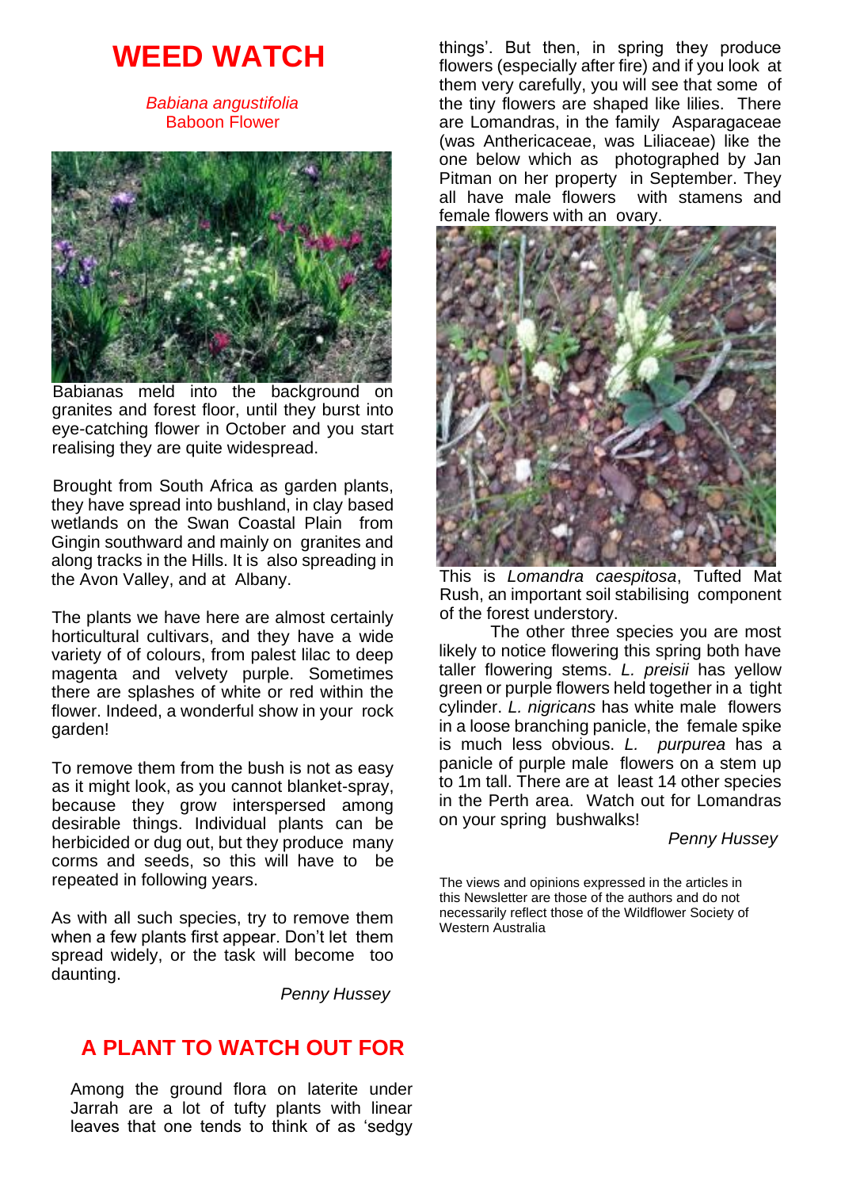# WEED WATCH

*Babiana angustifolia*
Baboon Flower

Babianas meld into the background on granites and forest floor, until they burst into eye-catching flower in October and you start realising they are quite widespread.

Brought from South Africa as garden plants, they have spread into bushland, in clay based wetlands on the Swan Coastal Plain from Gingin southward and mainly on granites and along tracks in the Hills. It is also spreading in the Avon Valley, and at Albany.

The plants we have here are almost certainly horticultural cultivars, and they have a wide variety of of colours, from palest lilac to deep magenta and velvety purple. Sometimes there are splashes of white or red within the flower. Indeed, a wonderful show in your rock garden!

To remove them from the bush is not as easy as it might look, as you cannot blanket-spray, because they grow interspersed among desirable things. Individual plants can be herbicided or dug out, but they produce many corms and seeds, so this will have to be repeated in following years.

As with all such species, try to remove them when a few plants first appear. Don't let them spread widely, or the task will become too daunting.

*Penny Hussey*

# A PLANT TO WATCH OUT FOR

Among the ground flora on laterite under Jarrah are a lot of tufty plants with linear leaves that one tends to think of as 'sedgy things'. But then, in spring they produce flowers (especially after fire) and if you look at them very carefully, you will see that some of the tiny flowers are shaped like lilies. There are Lomandras, in the family Asparagaceae (was Anthericaceae, was Liliaceae) like the one below which as photographed by Jan Pitman on her property in September. They all have male flowers with stamens and female flowers with an ovary.

This is *Lomandra caespitosa*, Tufted Mat Rush, an important soil stabilising component of the forest understory.

The other three species you are most likely to notice flowering this spring both have taller flowering stems. *L. preisii* has yellow green or purple flowers held together in a tight cylinder. *L. nigricans* has white male flowers in a loose branching panicle, the female spike is much less obvious. *L. purpurea* has a panicle of purple male flowers on a stem up to 1m tall. There are at least 14 other species in the Perth area. Watch out for Lomandras on your spring bushwalks!

*Penny Hussey*

The views and opinions expressed in the articles in this Newsletter are those of the authors and do not necessarily reflect those of the Wildflower Society of Western Australia